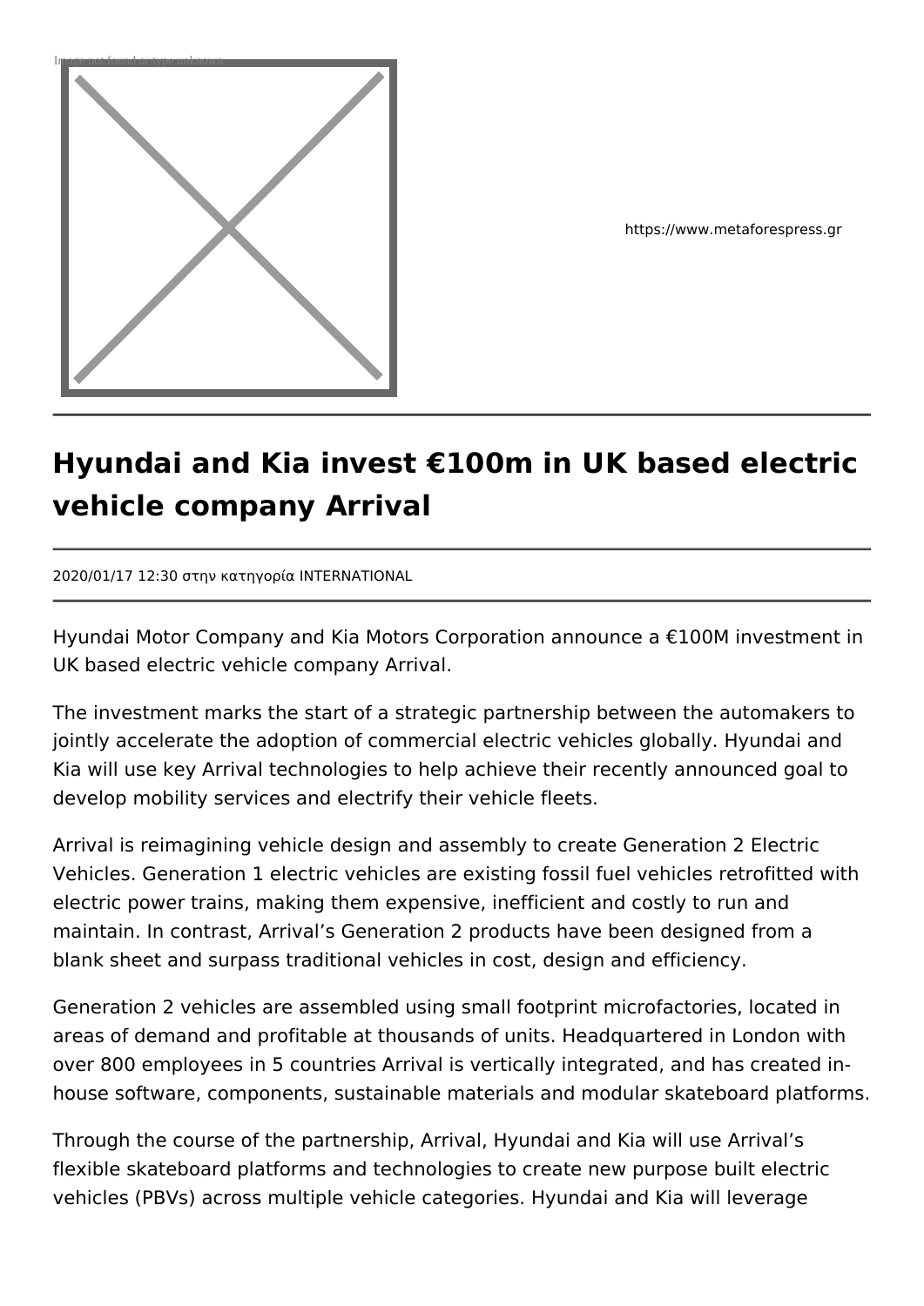https://www.metaforespress.gr

# Hyundai and Kia invest €100m in UK based electric vehicle company Arrival

2020/01/17 12:30 στην κατηγορία INTERNATIONAL

Hyundai Motor Company and Kia Motors Corporation announce a €100M investment in UK based electric vehicle company Arrival.

The investment marks the start of a strategic partnership between the automakers to jointly accelerate the adoption of commercial electric vehicles globally. Hyundai and Kia will use key Arrival technologies to help achieve their recently announced goal to develop mobility services and electrify their vehicle fleets.

Arrival is reimagining vehicle design and assembly to create Generation 2 Electric Vehicles. Generation 1 electric vehicles are existing fossil fuel vehicles retrofitted with electric power trains, making them expensive, inefficient and costly to run and maintain. In contrast, Arrival's Generation 2 products have been designed from a blank sheet and surpass traditional vehicles in cost, design and efficiency.

Generation 2 vehicles are assembled using small footprint microfactories, located in areas of demand and profitable at thousands of units. Headquartered in London with over 800 employees in 5 countries Arrival is vertically integrated, and has created in-house software, components, sustainable materials and modular skateboard platforms.

Through the course of the partnership, Arrival, Hyundai and Kia will use Arrival's flexible skateboard platforms and technologies to create new purpose built electric vehicles (PBVs) across multiple vehicle categories. Hyundai and Kia will leverage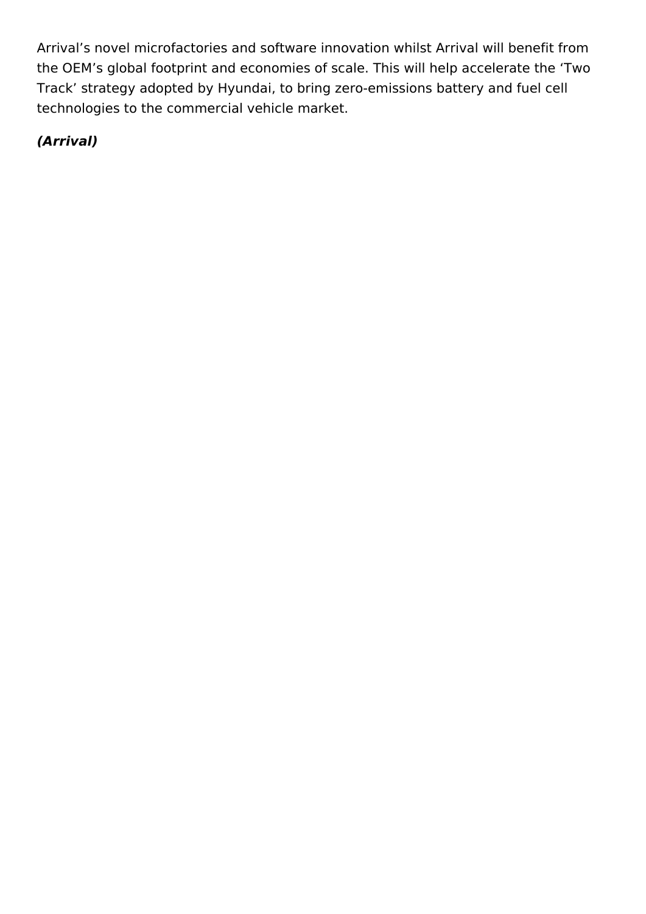Arrival’s novel microfactories and software innovation whilst Arrival will benefit from the OEM’s global footprint and economies of scale. This will help accelerate the ‘Two Track’ strategy adopted by Hyundai, to bring zero-emissions battery and fuel cell technologies to the commercial vehicle market.

***(Arrival)***